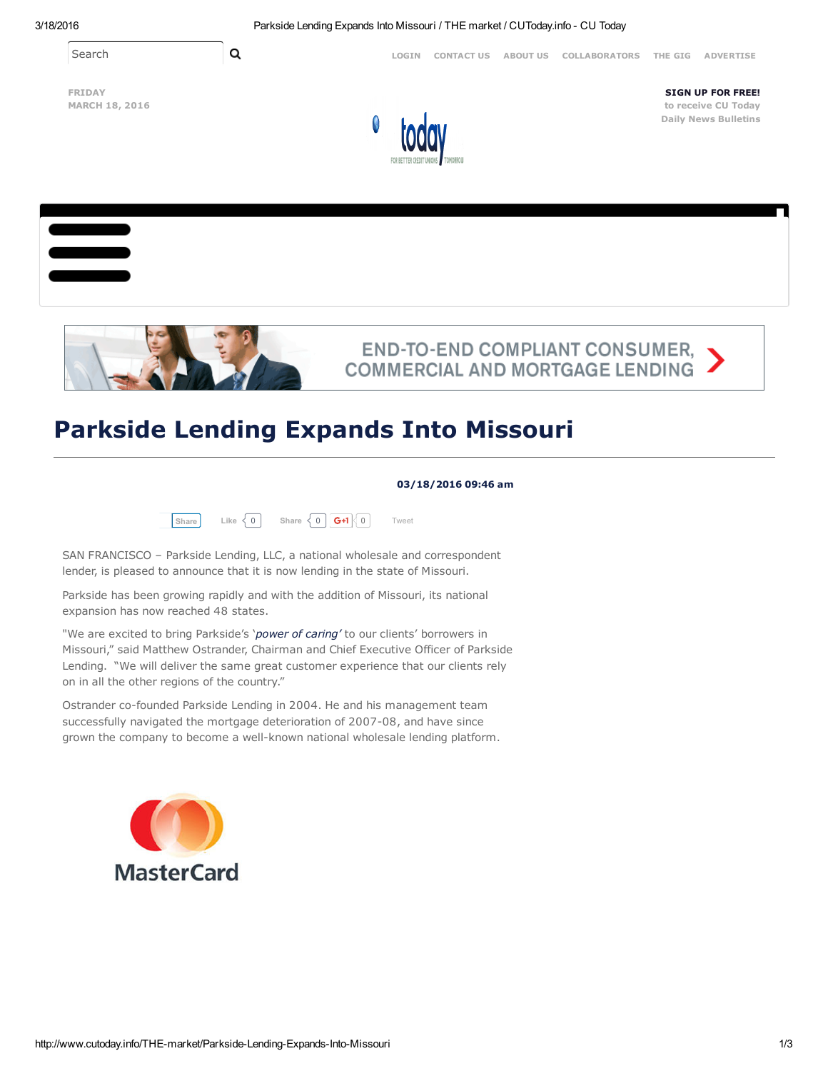# Parkside Lending Expands Into Missouri

**03/18/2016 09:46 am**

SAN FRANCISCO – Parkside Lending, LLC, a national wholesale and correspondent lender, is pleased to announce that it is now lending in the state of Missouri.

Parkside has been growing rapidly and with the addition of Missouri, its national expansion has now reached 48 states.

"We are excited to bring Parkside's '*power of caring'* to our clients' borrowers in Missouri," said Matthew Ostrander, Chairman and Chief Executive Officer of Parkside Lending. "We will deliver the same great customer experience that our clients rely on in all the other regions of the country."

Ostrander co-founded Parkside Lending in 2004. He and his management team successfully navigated the mortgage deterioration of 2007-08, and have since grown the company to become a well-known national wholesale lending platform.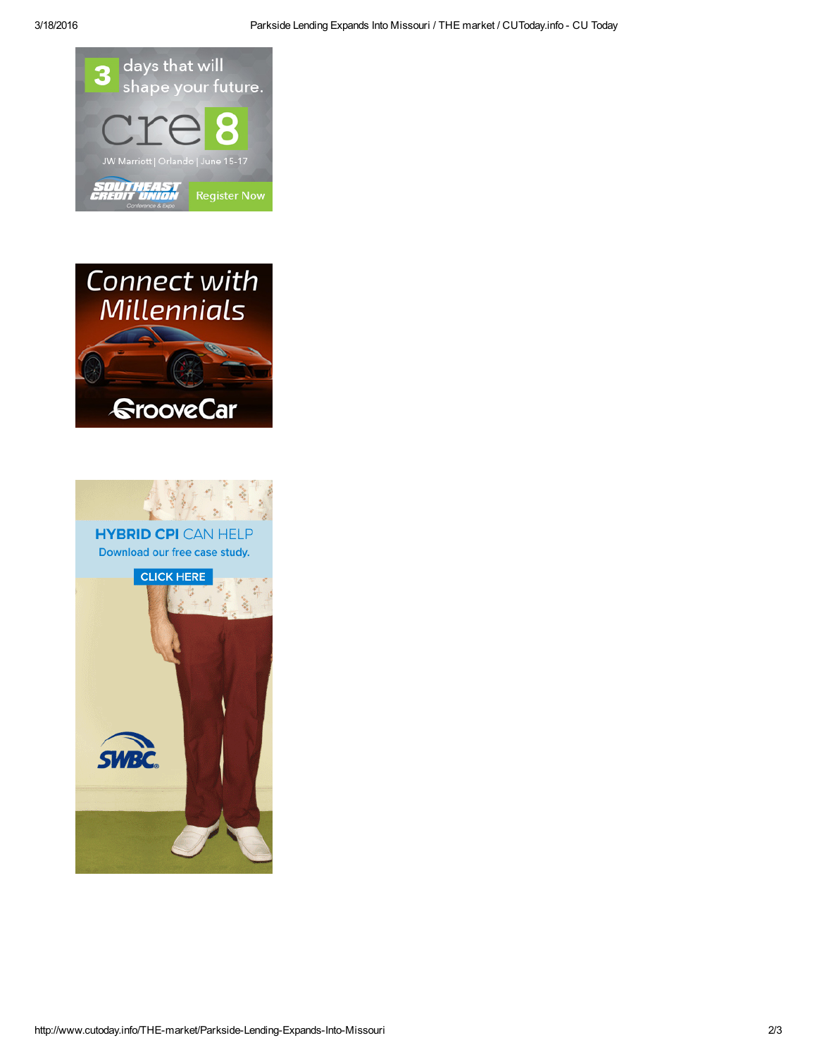3 days that will shape your future.

cre8

JW Marriott | Orlando | June 15-17

SOUTHEAST CREDIT UNION Conference & Expo

Register Now

Connect with Millennials

GrooveCar

HYBRID CPI CAN HELP

Download our free case study.

CLICK HERE

SWBC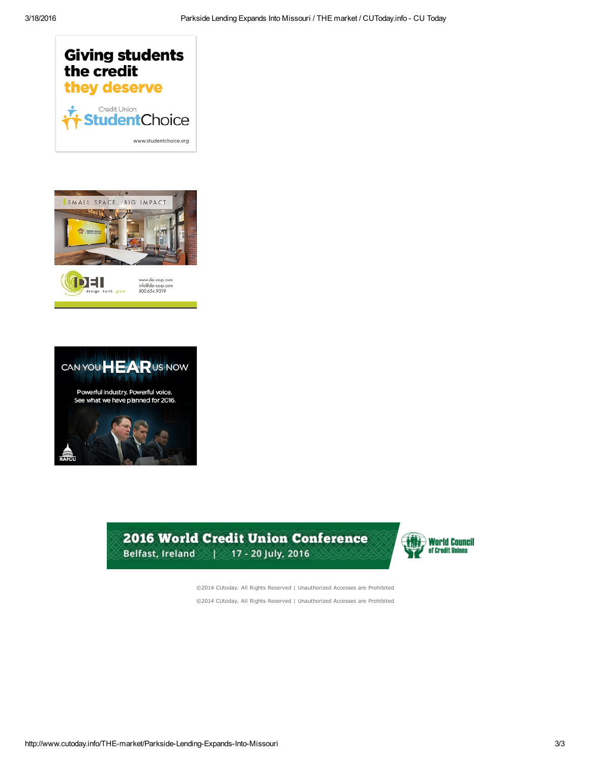Giving students the credit they deserve

Credit Union StudentChoice

www.studentchoice.org

SMALL SPACE. BIG IMPACT.

DEI design. build. grow

www.dei-corp.com
info@dei-corp.com
800.654.9319

CAN YOU HEAR US NOW

Powerful industry. Powerful voice.
See what we have planned for 2016.

NAFCU

2016 World Credit Union Conference
Belfast, Ireland | 17 - 20 July, 2016

World Council of Credit Unions

©2014 CUtoday. All Rights Reserved | Unauthorized Accesses are Prohibited

©2014 CUtoday. All Rights Reserved | Unauthorized Accesses are Prohibited